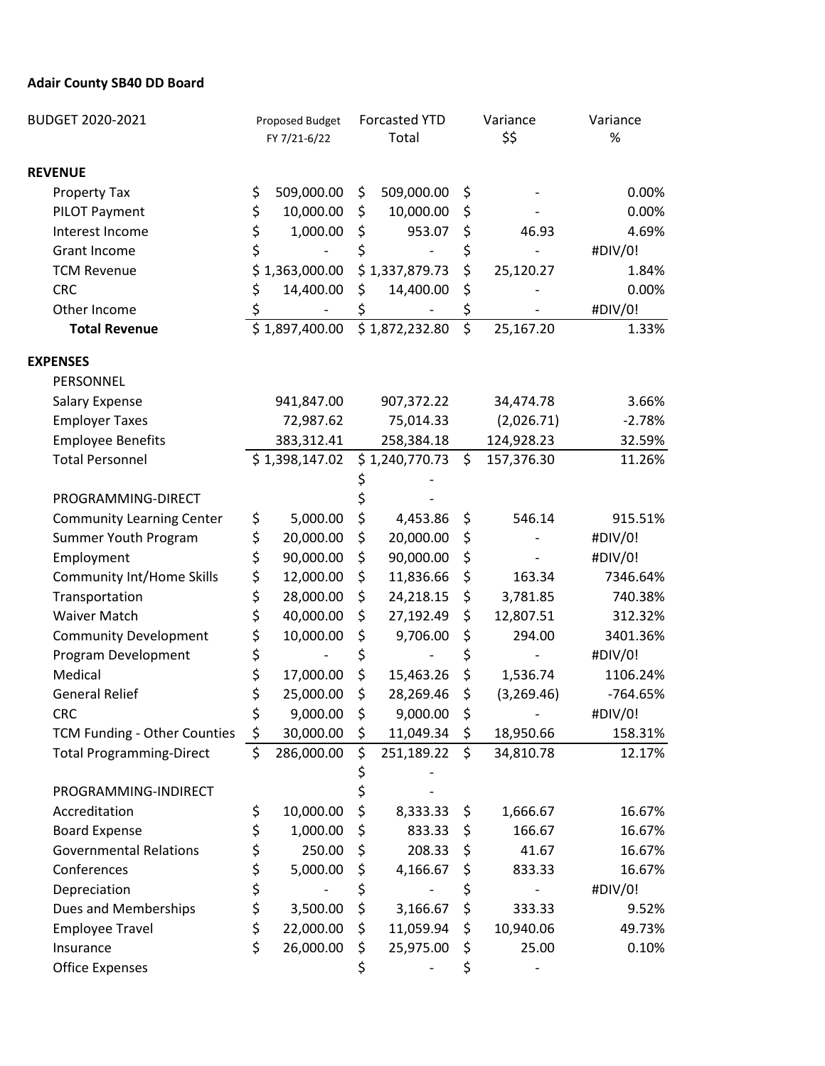**Adair County SB40 DD Board**

| BUDGET 2020-2021 | Proposed Budget FY 7/21-6/22 | Forcasted YTD Total | Variance $$ | Variance % |
|---|---|---|---|---|
| **REVENUE** | | | | |
| Property Tax | $ 509,000.00 | $ 509,000.00 | $ - | 0.00% |
| PILOT Payment | $ 10,000.00 | $ 10,000.00 | $ - | 0.00% |
| Interest Income | $ 1,000.00 | $ 953.07 | $ 46.93 | 4.69% |
| Grant Income | $ - | $ - | $ - | #DIV/0! |
| TCM Revenue | $ 1,363,000.00 | $ 1,337,879.73 | $ 25,120.27 | 1.84% |
| CRC | $ 14,400.00 | $ 14,400.00 | $ - | 0.00% |
| Other Income | $ - | $ - | $ - | #DIV/0! |
| **Total Revenue** | $ 1,897,400.00 | $ 1,872,232.80 | $ 25,167.20 | 1.33% |
| **EXPENSES** | | | | |
| PERSONNEL | | | | |
| Salary Expense | 941,847.00 | 907,372.22 | 34,474.78 | 3.66% |
| Employer Taxes | 72,987.62 | 75,014.33 | (2,026.71) | -2.78% |
| Employee Benefits | 383,312.41 | 258,384.18 | 124,928.23 | 32.59% |
| Total Personnel | $ 1,398,147.02 | $ 1,240,770.73 | $ 157,376.30 | 11.26% |
| | | $ - | | |
| PROGRAMMING-DIRECT | | $ - | | |
| Community Learning Center | $ 5,000.00 | $ 4,453.86 | $ 546.14 | 915.51% |
| Summer Youth Program | $ 20,000.00 | $ 20,000.00 | $ - | #DIV/0! |
| Employment | $ 90,000.00 | $ 90,000.00 | $ - | #DIV/0! |
| Community Int/Home Skills | $ 12,000.00 | $ 11,836.66 | $ 163.34 | 7346.64% |
| Transportation | $ 28,000.00 | $ 24,218.15 | $ 3,781.85 | 740.38% |
| Waiver Match | $ 40,000.00 | $ 27,192.49 | $ 12,807.51 | 312.32% |
| Community Development | $ 10,000.00 | $ 9,706.00 | $ 294.00 | 3401.36% |
| Program Development | $ - | $ - | $ - | #DIV/0! |
| Medical | $ 17,000.00 | $ 15,463.26 | $ 1,536.74 | 1106.24% |
| General Relief | $ 25,000.00 | $ 28,269.46 | $ (3,269.46) | -764.65% |
| CRC | $ 9,000.00 | $ 9,000.00 | $ - | #DIV/0! |
| TCM Funding - Other Counties | $ 30,000.00 | $ 11,049.34 | $ 18,950.66 | 158.31% |
| Total Programming-Direct | $ 286,000.00 | $ 251,189.22 | $ 34,810.78 | 12.17% |
| | | $ - | | |
| PROGRAMMING-INDIRECT | | $ - | | |
| Accreditation | $ 10,000.00 | $ 8,333.33 | $ 1,666.67 | 16.67% |
| Board Expense | $ 1,000.00 | $ 833.33 | $ 166.67 | 16.67% |
| Governmental Relations | $ 250.00 | $ 208.33 | $ 41.67 | 16.67% |
| Conferences | $ 5,000.00 | $ 4,166.67 | $ 833.33 | 16.67% |
| Depreciation | $ - | $ - | $ - | #DIV/0! |
| Dues and Memberships | $ 3,500.00 | $ 3,166.67 | $ 333.33 | 9.52% |
| Employee Travel | $ 22,000.00 | $ 11,059.94 | $ 10,940.06 | 49.73% |
| Insurance | $ 26,000.00 | $ 25,975.00 | $ 25.00 | 0.10% |
| Office Expenses | | $ - | $ - | |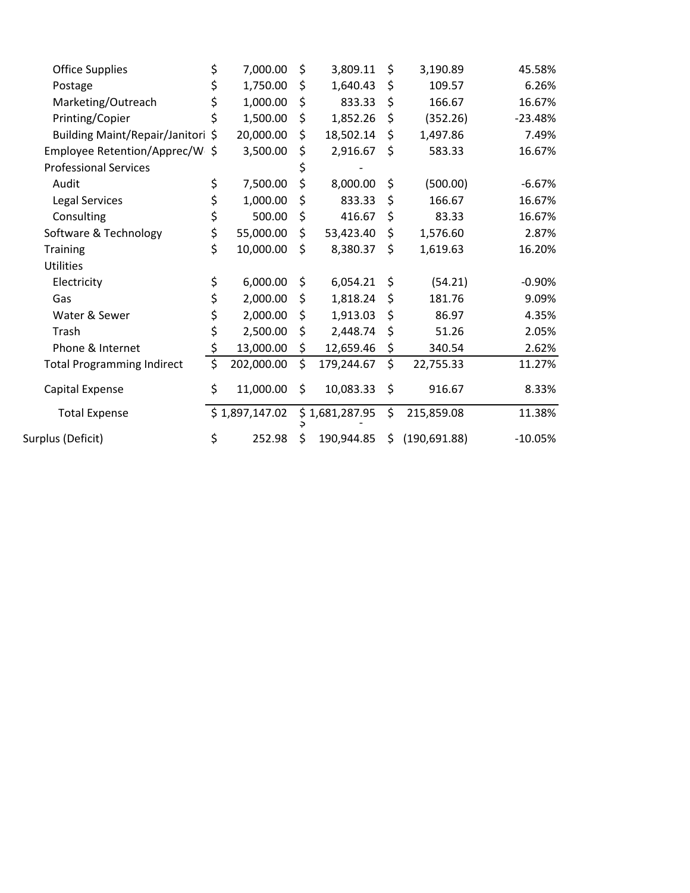| | | | | |
|---|---|---|---|---|
| Office Supplies | $ 7,000.00 | $ 3,809.11 | $ 3,190.89 | 45.58% |
| Postage | $ 1,750.00 | $ 1,640.43 | $ 109.57 | 6.26% |
| Marketing/Outreach | $ 1,000.00 | $ 833.33 | $ 166.67 | 16.67% |
| Printing/Copier | $ 1,500.00 | $ 1,852.26 | $ (352.26) | -23.48% |
| Building Maint/Repair/Janitori | $ 20,000.00 | $ 18,502.14 | $ 1,497.86 | 7.49% |
| Employee Retention/Apprec/W | $ 3,500.00 | $ 2,916.67 | $ 583.33 | 16.67% |
| Professional Services | | $ - | | |
| Audit | $ 7,500.00 | $ 8,000.00 | $ (500.00) | -6.67% |
| Legal Services | $ 1,000.00 | $ 833.33 | $ 166.67 | 16.67% |
| Consulting | $ 500.00 | $ 416.67 | $ 83.33 | 16.67% |
| Software & Technology | $ 55,000.00 | $ 53,423.40 | $ 1,576.60 | 2.87% |
| Training | $ 10,000.00 | $ 8,380.37 | $ 1,619.63 | 16.20% |
| Utilities | | | | |
| Electricity | $ 6,000.00 | $ 6,054.21 | $ (54.21) | -0.90% |
| Gas | $ 2,000.00 | $ 1,818.24 | $ 181.76 | 9.09% |
| Water & Sewer | $ 2,000.00 | $ 1,913.03 | $ 86.97 | 4.35% |
| Trash | $ 2,500.00 | $ 2,448.74 | $ 51.26 | 2.05% |
| Phone & Internet | $ 13,000.00 | $ 12,659.46 | $ 340.54 | 2.62% |
| Total Programming Indirect | $ 202,000.00 | $ 179,244.67 | $ 22,755.33 | 11.27% |
| Capital Expense | $ 11,000.00 | $ 10,083.33 | $ 916.67 | 8.33% |
| Total Expense | $ 1,897,147.02 | $ 1,681,287.95 | $ 215,859.08 | 11.38% |
| | | $ - | | |
| Surplus (Deficit) | $ 252.98 | $ 190,944.85 | $ (190,691.88) | -10.05% |